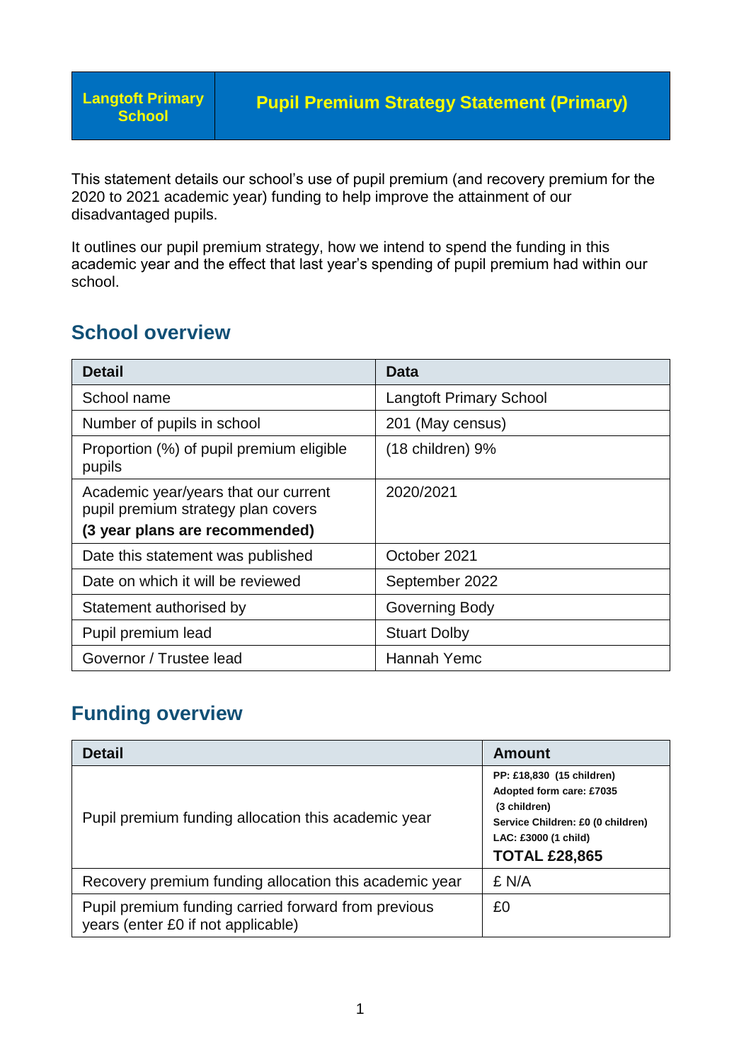| Langtoft Primary School | Pupil Premium Strategy Statement (Primary) |
|---|---|

This statement details our school's use of pupil premium (and recovery premium for the 2020 to 2021 academic year) funding to help improve the attainment of our disadvantaged pupils.

It outlines our pupil premium strategy, how we intend to spend the funding in this academic year and the effect that last year's spending of pupil premium had within our school.

## School overview

| Detail | Data |
|---|---|
| School name | Langtoft Primary School |
| Number of pupils in school | 201 (May census) |
| Proportion (%) of pupil premium eligible pupils | (18 children) 9% |
| Academic year/years that our current pupil premium strategy plan covers **(3 year plans are recommended)** | 2020/2021 |
| Date this statement was published | October 2021 |
| Date on which it will be reviewed | September 2022 |
| Statement authorised by | Governing Body |
| Pupil premium lead | Stuart Dolby |
| Governor / Trustee lead | Hannah Yemc |

## Funding overview

| Detail | Amount |
|---|---|
| Pupil premium funding allocation this academic year | **PP: £18,830 (15 children)**<br>**Adopted form care: £7035 (3 children)**<br>**Service Children: £0 (0 children)**<br>**LAC: £3000 (1 child)**<br>**TOTAL £28,865** |
| Recovery premium funding allocation this academic year | £ N/A |
| Pupil premium funding carried forward from previous years (enter £0 if not applicable) | £0 |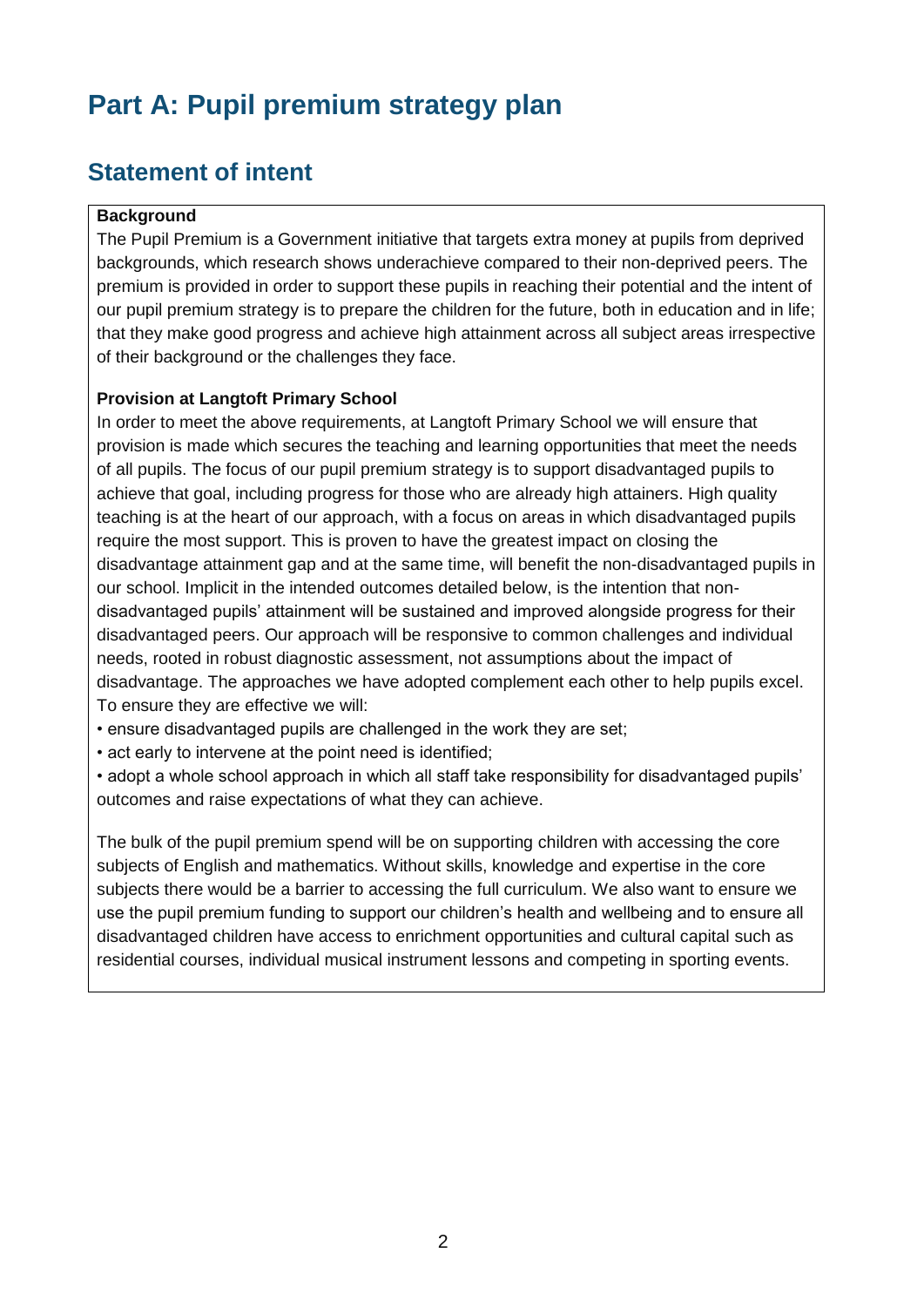# Part A: Pupil premium strategy plan

## Statement of intent

**Background**

The Pupil Premium is a Government initiative that targets extra money at pupils from deprived backgrounds, which research shows underachieve compared to their non-deprived peers. The premium is provided in order to support these pupils in reaching their potential and the intent of our pupil premium strategy is to prepare the children for the future, both in education and in life; that they make good progress and achieve high attainment across all subject areas irrespective of their background or the challenges they face.

**Provision at Langtoft Primary School**

In order to meet the above requirements, at Langtoft Primary School we will ensure that provision is made which secures the teaching and learning opportunities that meet the needs of all pupils. The focus of our pupil premium strategy is to support disadvantaged pupils to achieve that goal, including progress for those who are already high attainers. High quality teaching is at the heart of our approach, with a focus on areas in which disadvantaged pupils require the most support. This is proven to have the greatest impact on closing the disadvantage attainment gap and at the same time, will benefit the non-disadvantaged pupils in our school. Implicit in the intended outcomes detailed below, is the intention that non-disadvantaged pupils' attainment will be sustained and improved alongside progress for their disadvantaged peers. Our approach will be responsive to common challenges and individual needs, rooted in robust diagnostic assessment, not assumptions about the impact of disadvantage. The approaches we have adopted complement each other to help pupils excel. To ensure they are effective we will:

- ensure disadvantaged pupils are challenged in the work they are set;
- act early to intervene at the point need is identified;
- adopt a whole school approach in which all staff take responsibility for disadvantaged pupils' outcomes and raise expectations of what they can achieve.

The bulk of the pupil premium spend will be on supporting children with accessing the core subjects of English and mathematics. Without skills, knowledge and expertise in the core subjects there would be a barrier to accessing the full curriculum. We also want to ensure we use the pupil premium funding to support our children's health and wellbeing and to ensure all disadvantaged children have access to enrichment opportunities and cultural capital such as residential courses, individual musical instrument lessons and competing in sporting events.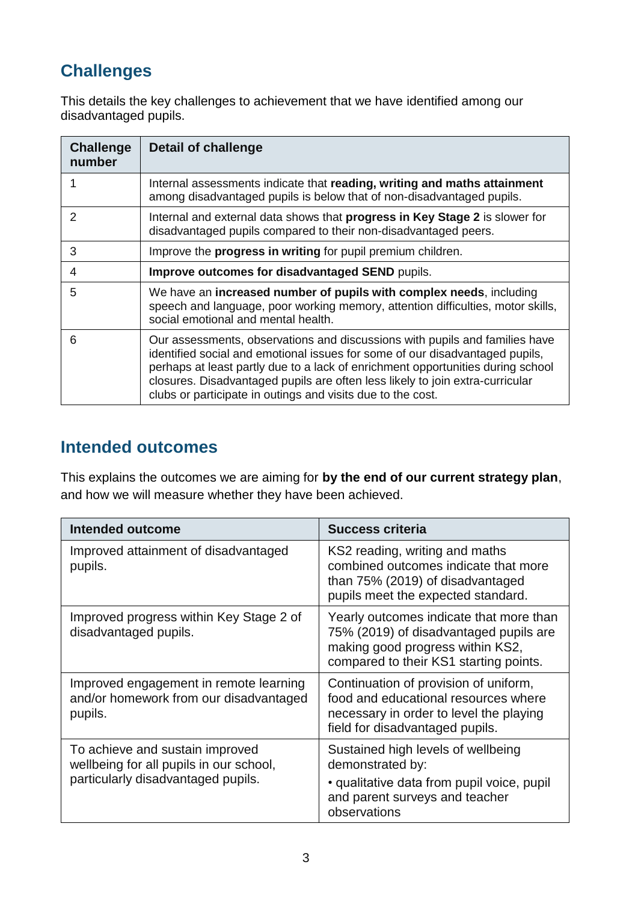## Challenges

This details the key challenges to achievement that we have identified among our disadvantaged pupils.

| Challenge number | Detail of challenge |
| --- | --- |
| 1 | Internal assessments indicate that **reading, writing and maths attainment** among disadvantaged pupils is below that of non-disadvantaged pupils. |
| 2 | Internal and external data shows that **progress in Key Stage 2** is slower for disadvantaged pupils compared to their non-disadvantaged peers. |
| 3 | Improve the **progress in writing** for pupil premium children. |
| 4 | **Improve outcomes for disadvantaged SEND** pupils. |
| 5 | We have an **increased number of pupils with complex needs**, including speech and language, poor working memory, attention difficulties, motor skills, social emotional and mental health. |
| 6 | Our assessments, observations and discussions with pupils and families have identified social and emotional issues for some of our disadvantaged pupils, perhaps at least partly due to a lack of enrichment opportunities during school closures. Disadvantaged pupils are often less likely to join extra-curricular clubs or participate in outings and visits due to the cost. |

## Intended outcomes

This explains the outcomes we are aiming for **by the end of our current strategy plan**, and how we will measure whether they have been achieved.

| Intended outcome | Success criteria |
| --- | --- |
| Improved attainment of disadvantaged pupils. | KS2 reading, writing and maths combined outcomes indicate that more than 75% (2019) of disadvantaged pupils meet the expected standard. |
| Improved progress within Key Stage 2 of disadvantaged pupils. | Yearly outcomes indicate that more than 75% (2019) of disadvantaged pupils are making good progress within KS2, compared to their KS1 starting points. |
| Improved engagement in remote learning and/or homework from our disadvantaged pupils. | Continuation of provision of uniform, food and educational resources where necessary in order to level the playing field for disadvantaged pupils. |
| To achieve and sustain improved wellbeing for all pupils in our school, particularly disadvantaged pupils. | Sustained high levels of wellbeing demonstrated by:<br>• qualitative data from pupil voice, pupil and parent surveys and teacher observations |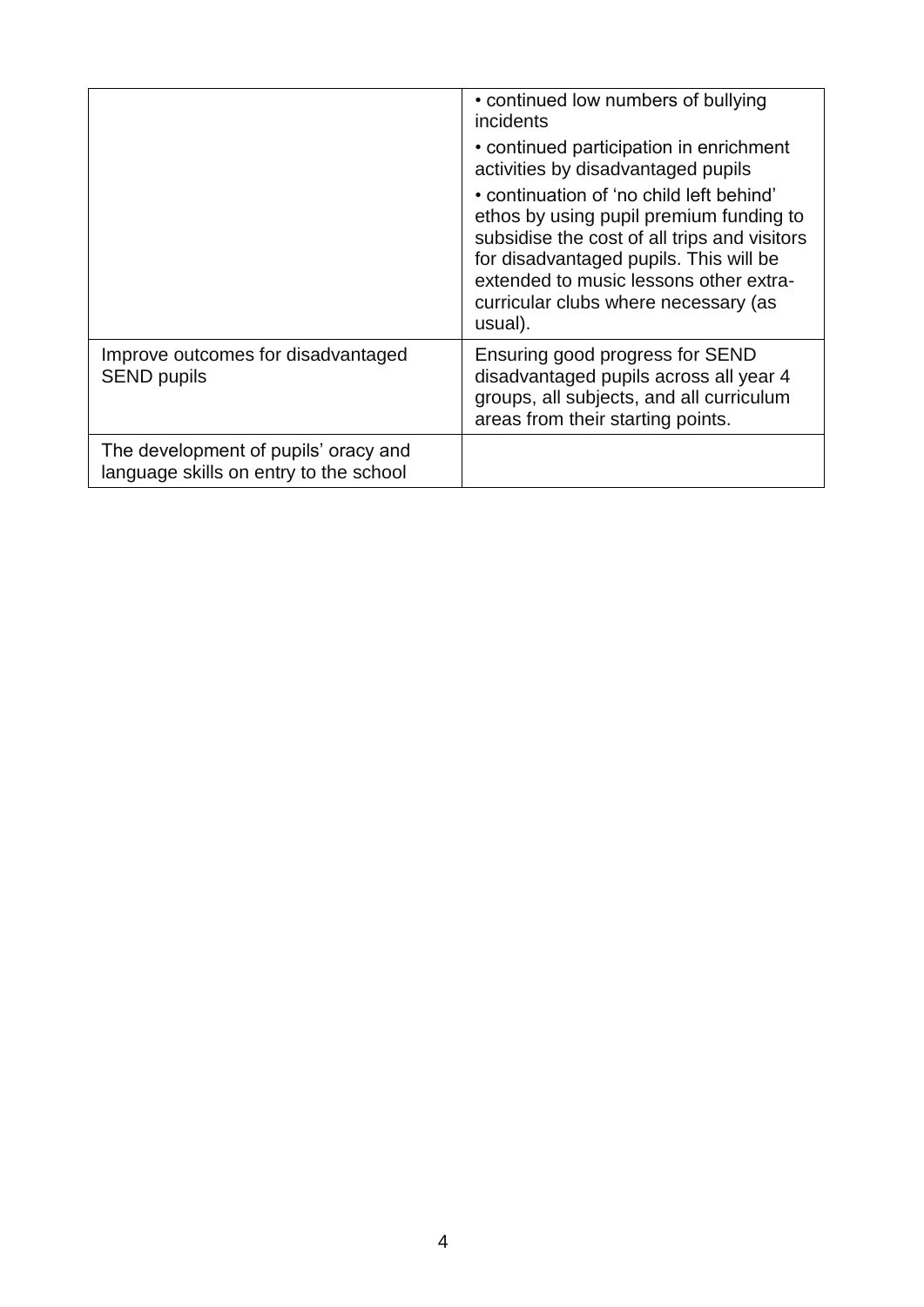| | |
|---|---|
| | • continued low numbers of bullying incidents<br>• continued participation in enrichment activities by disadvantaged pupils<br>• continuation of 'no child left behind' ethos by using pupil premium funding to subsidise the cost of all trips and visitors for disadvantaged pupils. This will be extended to music lessons other extra-curricular clubs where necessary (as usual). |
| Improve outcomes for disadvantaged SEND pupils | Ensuring good progress for SEND disadvantaged pupils across all year 4 groups, all subjects, and all curriculum areas from their starting points. |
| The development of pupils' oracy and language skills on entry to the school | |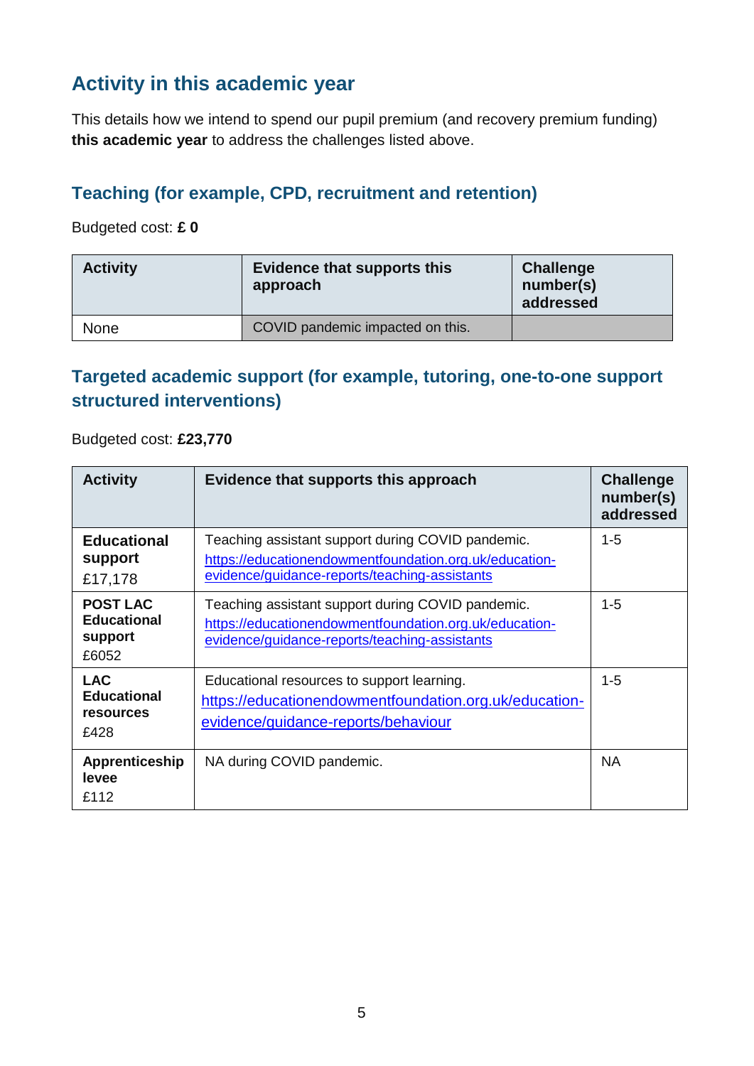## Activity in this academic year

This details how we intend to spend our pupil premium (and recovery premium funding) **this academic year** to address the challenges listed above.

### Teaching (for example, CPD, recruitment and retention)

Budgeted cost: **£ 0**

| Activity | Evidence that supports this approach | Challenge number(s) addressed |
|---|---|---|
| None | COVID pandemic impacted on this. | |

### Targeted academic support (for example, tutoring, one-to-one support structured interventions)

Budgeted cost: **£23,770**

| Activity | Evidence that supports this approach | Challenge number(s) addressed |
|---|---|---|
| **Educational support** £17,178 | Teaching assistant support during COVID pandemic. https://educationendowmentfoundation.org.uk/education-evidence/guidance-reports/teaching-assistants | 1-5 |
| **POST LAC Educational support** £6052 | Teaching assistant support during COVID pandemic. https://educationendowmentfoundation.org.uk/education-evidence/guidance-reports/teaching-assistants | 1-5 |
| **LAC Educational resources** £428 | Educational resources to support learning. https://educationendowmentfoundation.org.uk/education-evidence/guidance-reports/behaviour | 1-5 |
| **Apprenticeship levee** £112 | NA during COVID pandemic. | NA |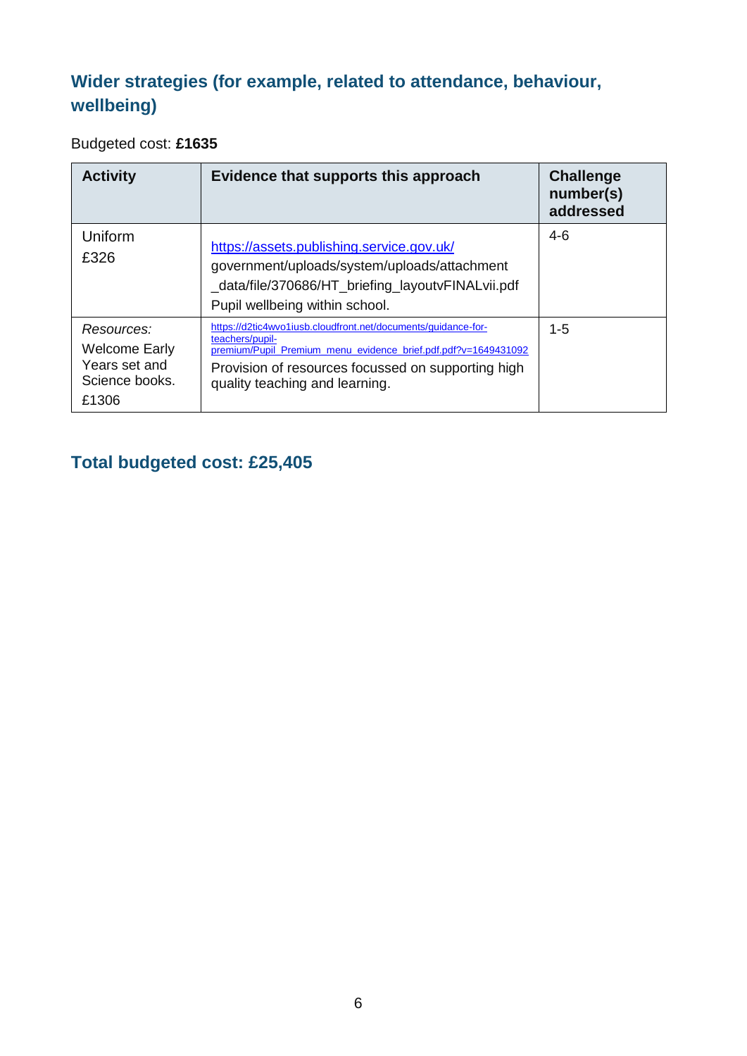## Wider strategies (for example, related to attendance, behaviour, wellbeing)

Budgeted cost: **£1635**

| Activity | Evidence that supports this approach | Challenge number(s) addressed |
|---|---|---|
| Uniform<br>£326 | https://assets.publishing.service.gov.uk/government/uploads/system/uploads/attachment_data/file/370686/HT_briefing_layoutvFINALvii.pdf<br>Pupil wellbeing within school. | 4-6 |
| *Resources:*<br>Welcome Early Years set and Science books.<br>£1306 | https://d2tic4wvo1iusb.cloudfront.net/documents/guidance-for-teachers/pupil-premium/Pupil_Premium_menu_evidence_brief.pdf.pdf?v=1649431092<br>Provision of resources focussed on supporting high quality teaching and learning. | 1-5 |

## Total budgeted cost: £25,405